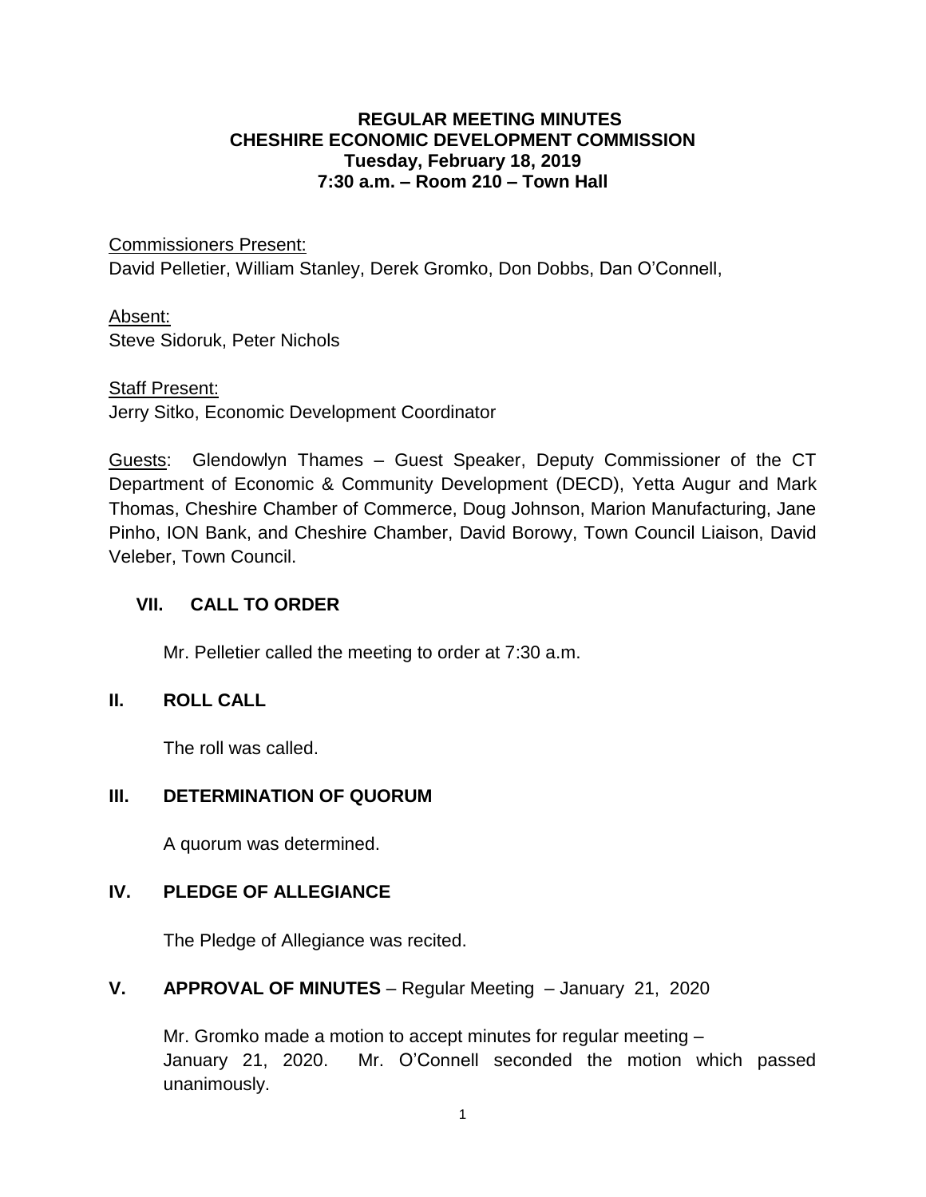**REGULAR MEETING MINUTES**
**CHESHIRE ECONOMIC DEVELOPMENT COMMISSION**
**Tuesday, February 18, 2019**
**7:30 a.m. – Room 210 – Town Hall**

Commissioners Present:
David Pelletier, William Stanley, Derek Gromko, Don Dobbs, Dan O'Connell,

Absent:
Steve Sidoruk, Peter Nichols

Staff Present:
Jerry Sitko, Economic Development Coordinator

Guests: Glendowlyn Thames – Guest Speaker, Deputy Commissioner of the CT Department of Economic & Community Development (DECD), Yetta Augur and Mark Thomas, Cheshire Chamber of Commerce, Doug Johnson, Marion Manufacturing, Jane Pinho, ION Bank, and Cheshire Chamber, David Borowy, Town Council Liaison, David Veleber, Town Council.

## VII. CALL TO ORDER

Mr. Pelletier called the meeting to order at 7:30 a.m.

## II. ROLL CALL

The roll was called.

## III. DETERMINATION OF QUORUM

A quorum was determined.

## IV. PLEDGE OF ALLEGIANCE

The Pledge of Allegiance was recited.

## V. APPROVAL OF MINUTES – Regular Meeting – January 21, 2020

Mr. Gromko made a motion to accept minutes for regular meeting – January 21, 2020. Mr. O'Connell seconded the motion which passed unanimously.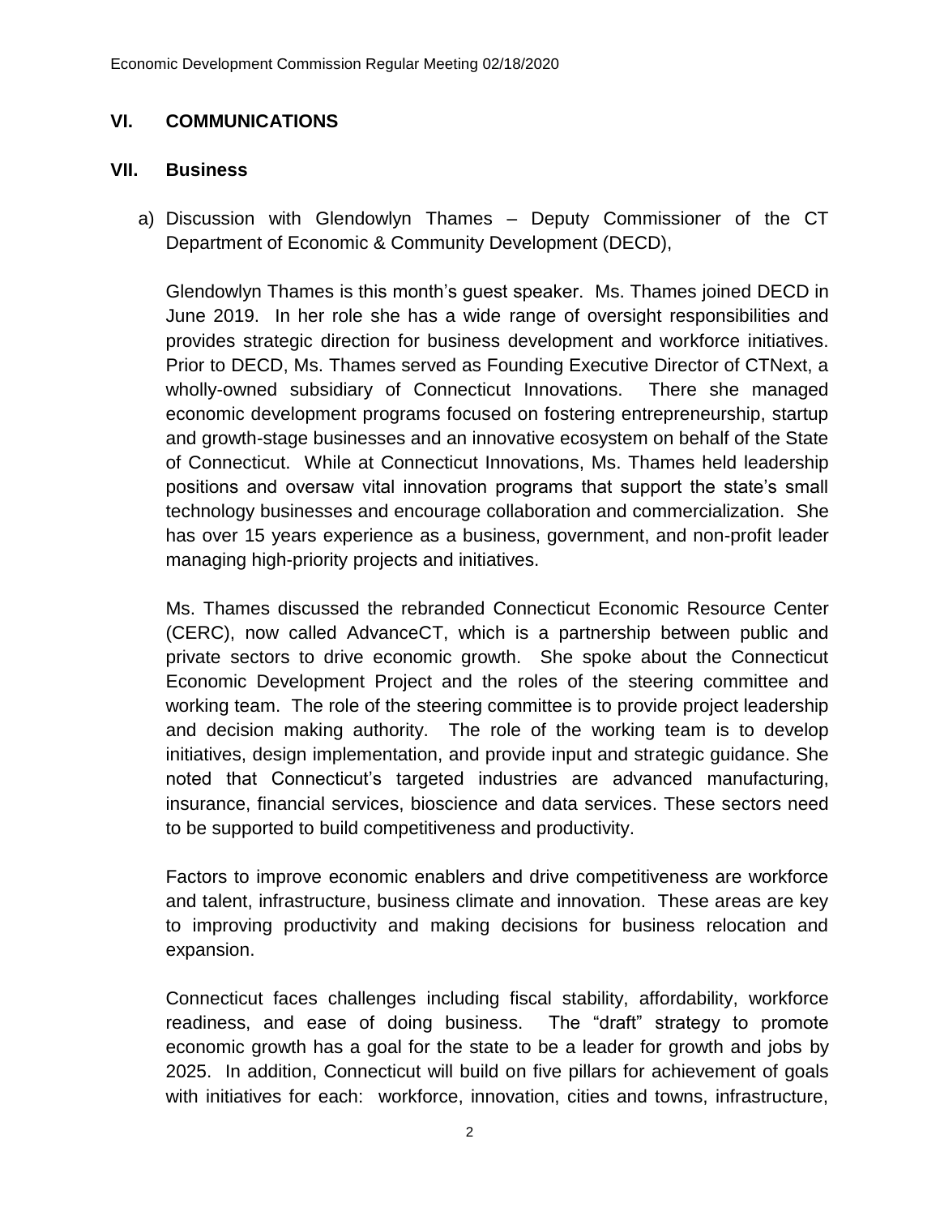## VI. COMMUNICATIONS

## VII. Business

a) Discussion with Glendowlyn Thames – Deputy Commissioner of the CT Department of Economic & Community Development (DECD),

Glendowlyn Thames is this month's guest speaker. Ms. Thames joined DECD in June 2019. In her role she has a wide range of oversight responsibilities and provides strategic direction for business development and workforce initiatives. Prior to DECD, Ms. Thames served as Founding Executive Director of CTNext, a wholly-owned subsidiary of Connecticut Innovations. There she managed economic development programs focused on fostering entrepreneurship, startup and growth-stage businesses and an innovative ecosystem on behalf of the State of Connecticut. While at Connecticut Innovations, Ms. Thames held leadership positions and oversaw vital innovation programs that support the state's small technology businesses and encourage collaboration and commercialization. She has over 15 years experience as a business, government, and non-profit leader managing high-priority projects and initiatives.

Ms. Thames discussed the rebranded Connecticut Economic Resource Center (CERC), now called AdvanceCT, which is a partnership between public and private sectors to drive economic growth. She spoke about the Connecticut Economic Development Project and the roles of the steering committee and working team. The role of the steering committee is to provide project leadership and decision making authority. The role of the working team is to develop initiatives, design implementation, and provide input and strategic guidance. She noted that Connecticut's targeted industries are advanced manufacturing, insurance, financial services, bioscience and data services. These sectors need to be supported to build competitiveness and productivity.

Factors to improve economic enablers and drive competitiveness are workforce and talent, infrastructure, business climate and innovation. These areas are key to improving productivity and making decisions for business relocation and expansion.

Connecticut faces challenges including fiscal stability, affordability, workforce readiness, and ease of doing business. The "draft" strategy to promote economic growth has a goal for the state to be a leader for growth and jobs by 2025. In addition, Connecticut will build on five pillars for achievement of goals with initiatives for each: workforce, innovation, cities and towns, infrastructure,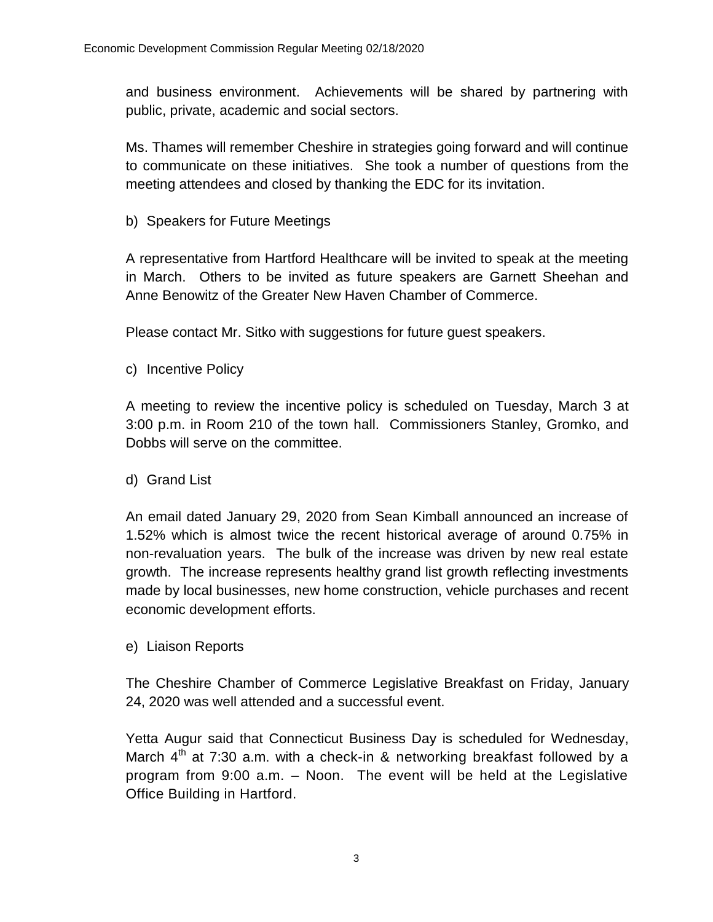and business environment. Achievements will be shared by partnering with public, private, academic and social sectors.

Ms. Thames will remember Cheshire in strategies going forward and will continue to communicate on these initiatives. She took a number of questions from the meeting attendees and closed by thanking the EDC for its invitation.

b) Speakers for Future Meetings

A representative from Hartford Healthcare will be invited to speak at the meeting in March. Others to be invited as future speakers are Garnett Sheehan and Anne Benowitz of the Greater New Haven Chamber of Commerce.

Please contact Mr. Sitko with suggestions for future guest speakers.

c) Incentive Policy

A meeting to review the incentive policy is scheduled on Tuesday, March 3 at 3:00 p.m. in Room 210 of the town hall. Commissioners Stanley, Gromko, and Dobbs will serve on the committee.

d) Grand List

An email dated January 29, 2020 from Sean Kimball announced an increase of 1.52% which is almost twice the recent historical average of around 0.75% in non-revaluation years. The bulk of the increase was driven by new real estate growth. The increase represents healthy grand list growth reflecting investments made by local businesses, new home construction, vehicle purchases and recent economic development efforts.

e) Liaison Reports

The Cheshire Chamber of Commerce Legislative Breakfast on Friday, January 24, 2020 was well attended and a successful event.

Yetta Augur said that Connecticut Business Day is scheduled for Wednesday, March 4th at 7:30 a.m. with a check-in & networking breakfast followed by a program from 9:00 a.m. – Noon. The event will be held at the Legislative Office Building in Hartford.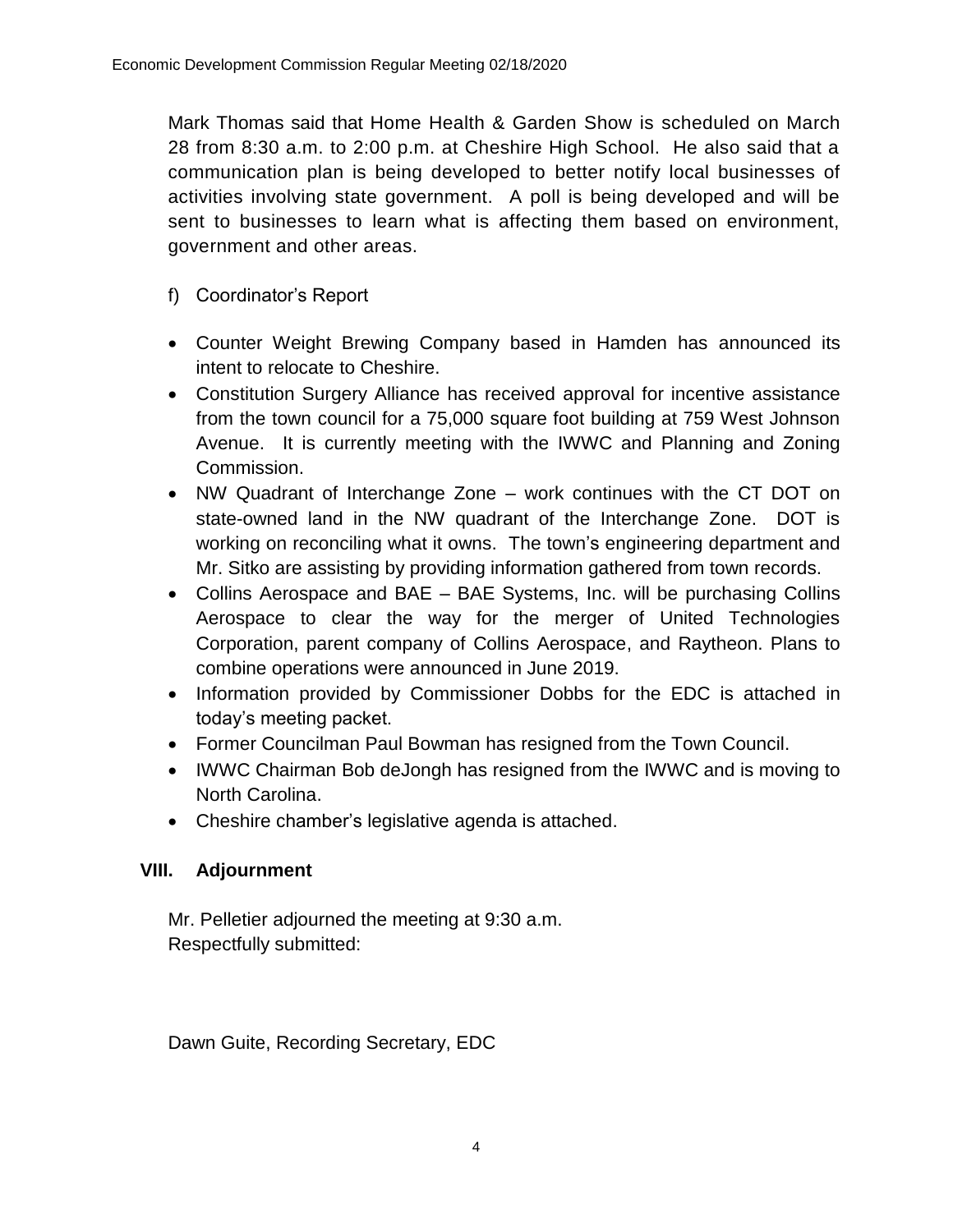Mark Thomas said that Home Health & Garden Show is scheduled on March 28 from 8:30 a.m. to 2:00 p.m. at Cheshire High School. He also said that a communication plan is being developed to better notify local businesses of activities involving state government. A poll is being developed and will be sent to businesses to learn what is affecting them based on environment, government and other areas.

f) Coordinator's Report

- Counter Weight Brewing Company based in Hamden has announced its intent to relocate to Cheshire.
- Constitution Surgery Alliance has received approval for incentive assistance from the town council for a 75,000 square foot building at 759 West Johnson Avenue. It is currently meeting with the IWWC and Planning and Zoning Commission.
- NW Quadrant of Interchange Zone – work continues with the CT DOT on state-owned land in the NW quadrant of the Interchange Zone. DOT is working on reconciling what it owns. The town's engineering department and Mr. Sitko are assisting by providing information gathered from town records.
- Collins Aerospace and BAE – BAE Systems, Inc. will be purchasing Collins Aerospace to clear the way for the merger of United Technologies Corporation, parent company of Collins Aerospace, and Raytheon. Plans to combine operations were announced in June 2019.
- Information provided by Commissioner Dobbs for the EDC is attached in today's meeting packet.
- Former Councilman Paul Bowman has resigned from the Town Council.
- IWWC Chairman Bob deJongh has resigned from the IWWC and is moving to North Carolina.
- Cheshire chamber's legislative agenda is attached.

## VIII. Adjournment

Mr. Pelletier adjourned the meeting at 9:30 a.m.
Respectfully submitted:

Dawn Guite, Recording Secretary, EDC